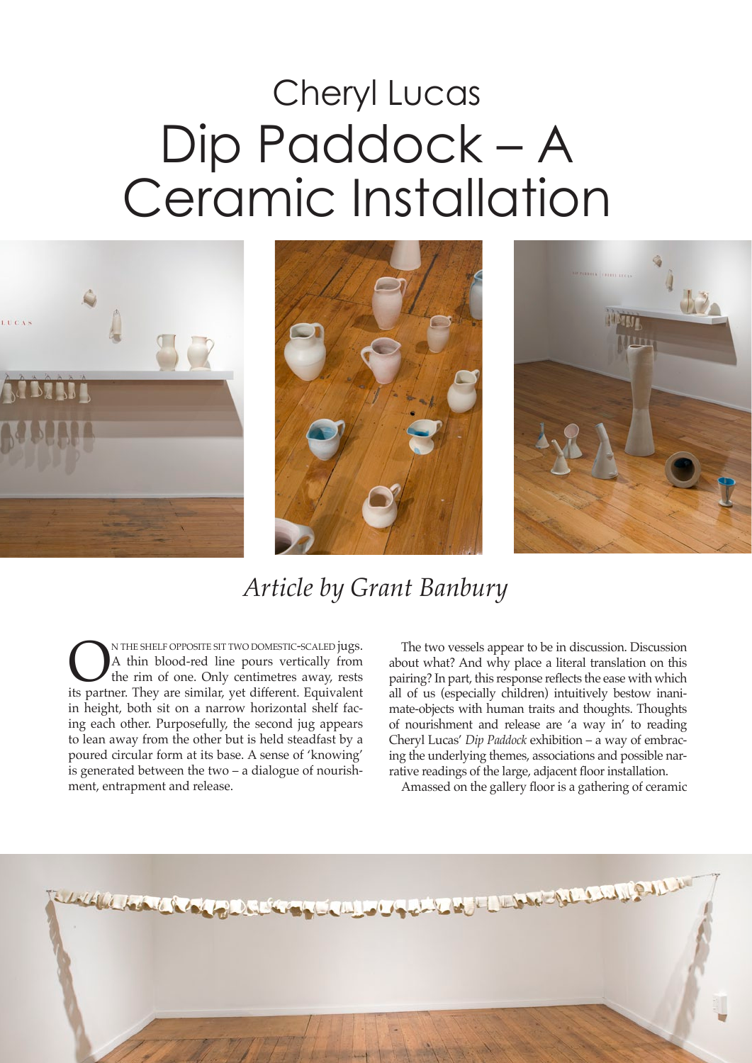# Cheryl Lucas

# Dip Paddock – A Ceramic Installation

*Article by Grant Banbury*

On the shelf opposite sit two domestic-scaled jugs. A thin blood-red line pours vertically from the rim of one. Only centimetres away, rests its partner. They are similar, yet different. Equivalent in height, both sit on a narrow horizontal shelf facing each other. Purposefully, the second jug appears to lean away from the other but is held steadfast by a poured circular form at its base. A sense of 'knowing' is generated between the two – a dialogue of nourishment, entrapment and release.

The two vessels appear to be in discussion. Discussion about what? And why place a literal translation on this pairing? In part, this response reflects the ease with which all of us (especially children) intuitively bestow inanimate-objects with human traits and thoughts. Thoughts of nourishment and release are 'a way in' to reading Cheryl Lucas' *Dip Paddock* exhibition – a way of embracing the underlying themes, associations and possible narrative readings of the large, adjacent floor installation.

Amassed on the gallery floor is a gathering of ceramic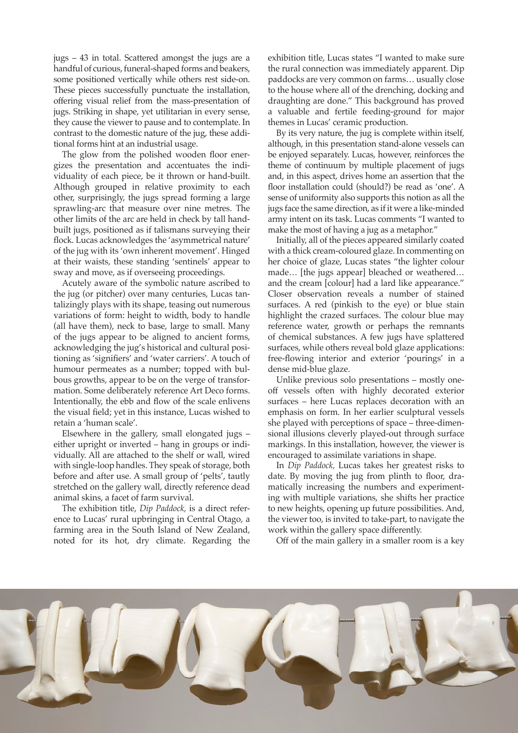jugs – 43 in total. Scattered amongst the jugs are a handful of curious, funeral-shaped forms and beakers, some positioned vertically while others rest side-on. These pieces successfully punctuate the installation, offering visual relief from the mass-presentation of jugs. Striking in shape, yet utilitarian in every sense, they cause the viewer to pause and to contemplate. In contrast to the domestic nature of the jug, these additional forms hint at an industrial usage.

The glow from the polished wooden floor energizes the presentation and accentuates the individuality of each piece, be it thrown or hand-built. Although grouped in relative proximity to each other, surprisingly, the jugs spread forming a large sprawling-arc that measure over nine metres. The other limits of the arc are held in check by tall hand-built jugs, positioned as if talismans surveying their flock. Lucas acknowledges the 'asymmetrical nature' of the jug with its 'own inherent movement'. Hinged at their waists, these standing 'sentinels' appear to sway and move, as if overseeing proceedings.

Acutely aware of the symbolic nature ascribed to the jug (or pitcher) over many centuries, Lucas tantalizingly plays with its shape, teasing out numerous variations of form: height to width, body to handle (all have them), neck to base, large to small. Many of the jugs appear to be aligned to ancient forms, acknowledging the jug's historical and cultural positioning as 'signifiers' and 'water carriers'. A touch of humour permeates as a number; topped with bulbous growths, appear to be on the verge of transformation. Some deliberately reference Art Deco forms. Intentionally, the ebb and flow of the scale enlivens the visual field; yet in this instance, Lucas wished to retain a 'human scale'.

Elsewhere in the gallery, small elongated jugs – either upright or inverted – hang in groups or individually. All are attached to the shelf or wall, wired with single-loop handles. They speak of storage, both before and after use. A small group of 'pelts', tautly stretched on the gallery wall, directly reference dead animal skins, a facet of farm survival.

The exhibition title, *Dip Paddock,* is a direct reference to Lucas' rural upbringing in Central Otago, a farming area in the South Island of New Zealand, noted for its hot, dry climate. Regarding the exhibition title, Lucas states "I wanted to make sure the rural connection was immediately apparent. Dip paddocks are very common on farms… usually close to the house where all of the drenching, docking and draughting are done." This background has proved a valuable and fertile feeding-ground for major themes in Lucas' ceramic production.

By its very nature, the jug is complete within itself, although, in this presentation stand-alone vessels can be enjoyed separately. Lucas, however, reinforces the theme of continuum by multiple placement of jugs and, in this aspect, drives home an assertion that the floor installation could (should?) be read as 'one'. A sense of uniformity also supports this notion as all the jugs face the same direction, as if it were a like-minded army intent on its task. Lucas comments "I wanted to make the most of having a jug as a metaphor."

Initially, all of the pieces appeared similarly coated with a thick cream-coloured glaze. In commenting on her choice of glaze, Lucas states "the lighter colour made… [the jugs appear] bleached or weathered… and the cream [colour] had a lard like appearance." Closer observation reveals a number of stained surfaces. A red (pinkish to the eye) or blue stain highlight the crazed surfaces. The colour blue may reference water, growth or perhaps the remnants of chemical substances. A few jugs have splattered surfaces, while others reveal bold glaze applications: free-flowing interior and exterior 'pourings' in a dense mid-blue glaze.

Unlike previous solo presentations – mostly one-off vessels often with highly decorated exterior surfaces – here Lucas replaces decoration with an emphasis on form. In her earlier sculptural vessels she played with perceptions of space – three-dimensional illusions cleverly played-out through surface markings. In this installation, however, the viewer is encouraged to assimilate variations in shape.

In *Dip Paddock,* Lucas takes her greatest risks to date. By moving the jug from plinth to floor, dramatically increasing the numbers and experimenting with multiple variations, she shifts her practice to new heights, opening up future possibilities. And, the viewer too, is invited to take-part, to navigate the work within the gallery space differently.

Off of the main gallery in a smaller room is a key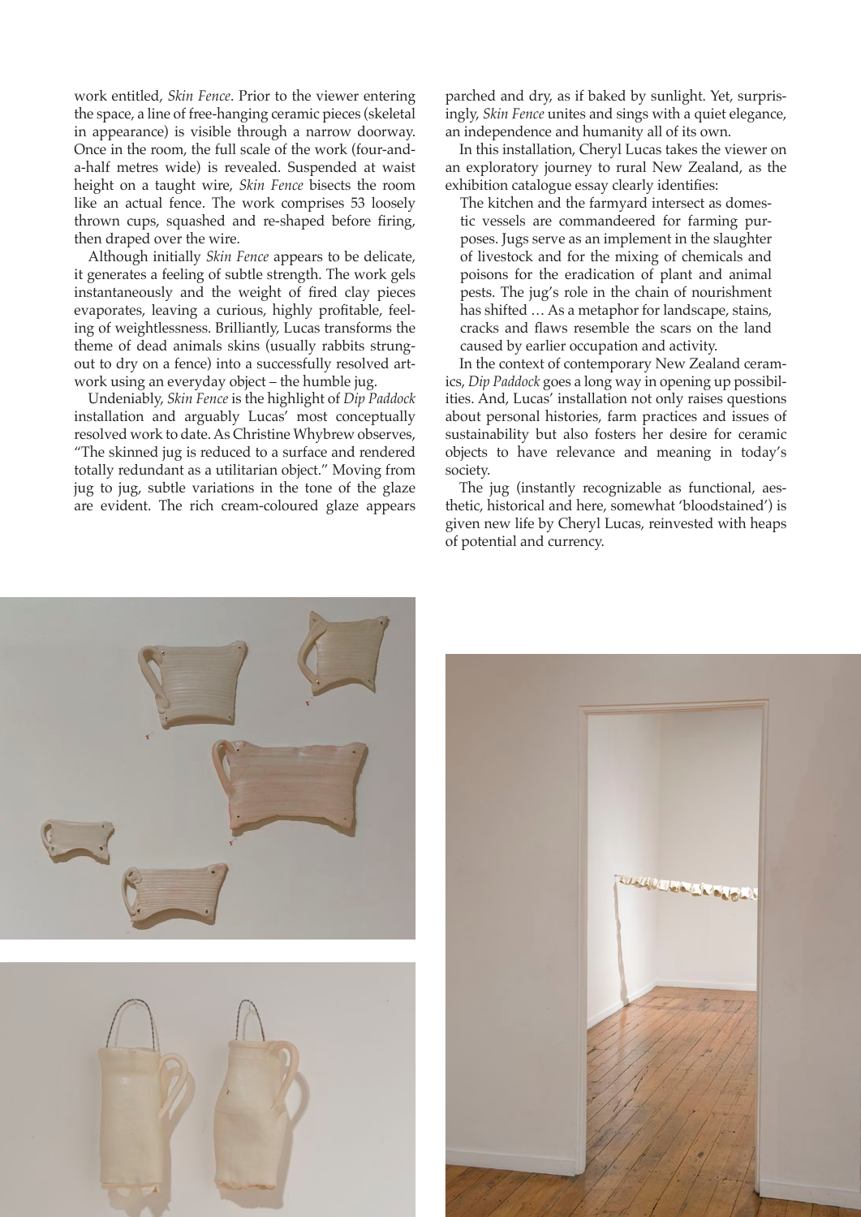work entitled, *Skin Fence*. Prior to the viewer entering the space, a line of free-hanging ceramic pieces (skeletal in appearance) is visible through a narrow doorway. Once in the room, the full scale of the work (four-and-a-half metres wide) is revealed. Suspended at waist height on a taught wire, *Skin Fence* bisects the room like an actual fence. The work comprises 53 loosely thrown cups, squashed and re-shaped before firing, then draped over the wire.

Although initially *Skin Fence* appears to be delicate, it generates a feeling of subtle strength. The work gels instantaneously and the weight of fired clay pieces evaporates, leaving a curious, highly profitable, feeling of weightlessness. Brilliantly, Lucas transforms the theme of dead animals skins (usually rabbits strung-out to dry on a fence) into a successfully resolved artwork using an everyday object – the humble jug.

Undeniably, *Skin Fence* is the highlight of *Dip Paddock* installation and arguably Lucas' most conceptually resolved work to date. As Christine Whybrew observes, "The skinned jug is reduced to a surface and rendered totally redundant as a utilitarian object." Moving from jug to jug, subtle variations in the tone of the glaze are evident. The rich cream-coloured glaze appears parched and dry, as if baked by sunlight. Yet, surprisingly, *Skin Fence* unites and sings with a quiet elegance, an independence and humanity all of its own.

In this installation, Cheryl Lucas takes the viewer on an exploratory journey to rural New Zealand, as the exhibition catalogue essay clearly identifies:

> The kitchen and the farmyard intersect as domestic vessels are commandeered for farming purposes. Jugs serve as an implement in the slaughter of livestock and for the mixing of chemicals and poisons for the eradication of plant and animal pests. The jug's role in the chain of nourishment has shifted … As a metaphor for landscape, stains, cracks and flaws resemble the scars on the land caused by earlier occupation and activity.

In the context of contemporary New Zealand ceramics, *Dip Paddock* goes a long way in opening up possibilities. And, Lucas' installation not only raises questions about personal histories, farm practices and issues of sustainability but also fosters her desire for ceramic objects to have relevance and meaning in today's society.

The jug (instantly recognizable as functional, aesthetic, historical and here, somewhat 'bloodstained') is given new life by Cheryl Lucas, reinvested with heaps of potential and currency.